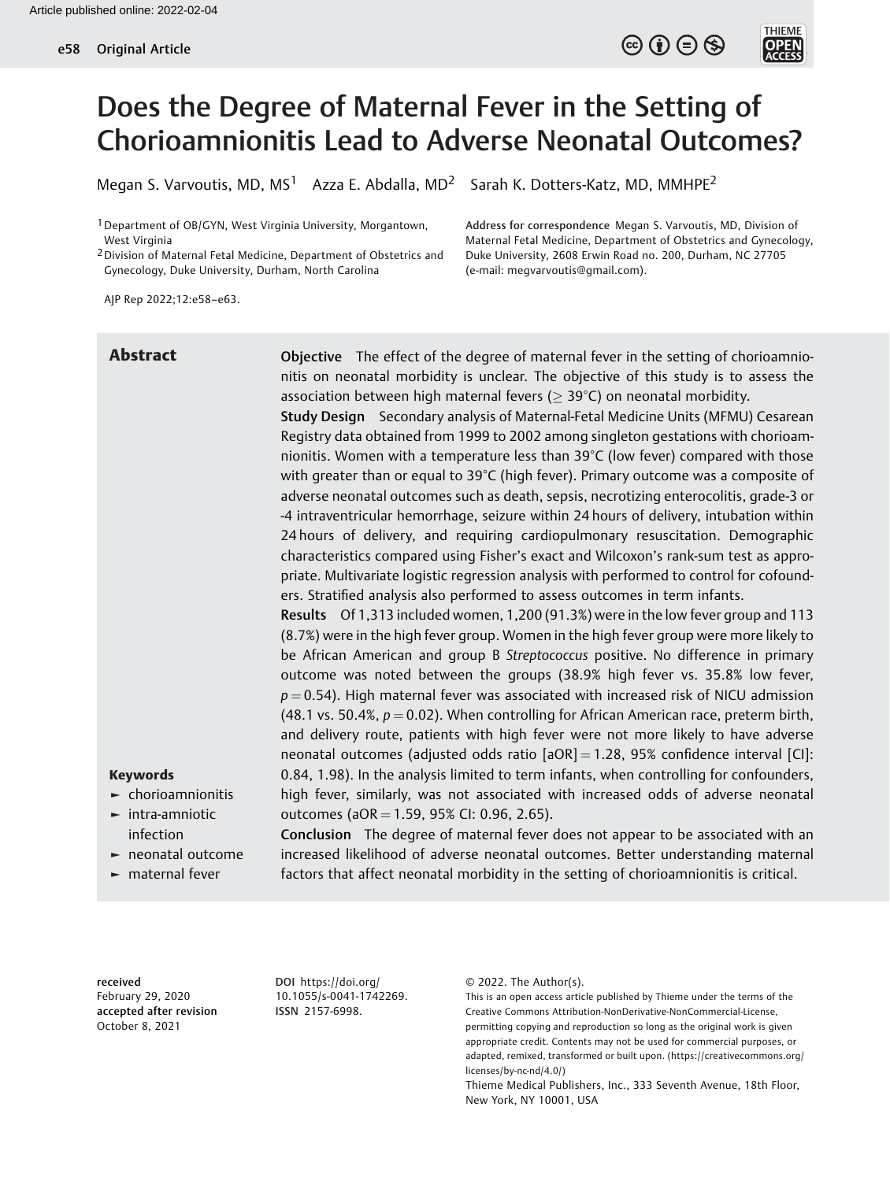# Does the Degree of Maternal Fever in the Setting of Chorioamnionitis Lead to Adverse Neonatal Outcomes?

Megan S. Varvoutis, MD, MS[1] Azza E. Abdalla, MD[2] Sarah K. Dotters-Katz, MD, MMHPE[2]

[1] Department of OB/GYN, West Virginia University, Morgantown, West Virginia

[2] Division of Maternal Fetal Medicine, Department of Obstetrics and Gynecology, Duke University, Durham, North Carolina

Address for correspondence Megan S. Varvoutis, MD, Division of Maternal Fetal Medicine, Department of Obstetrics and Gynecology, Duke University, 2608 Erwin Road no. 200, Durham, NC 27705 (e-mail: megvarvoutis@gmail.com).

AJP Rep 2022;12:e58–e63.

## Abstract

**Objective** The effect of the degree of maternal fever in the setting of chorioamnionitis on neonatal morbidity is unclear. The objective of this study is to assess the association between high maternal fevers (≥ 39°C) on neonatal morbidity.

**Study Design** Secondary analysis of Maternal-Fetal Medicine Units (MFMU) Cesarean Registry data obtained from 1999 to 2002 among singleton gestations with chorioamnionitis. Women with a temperature less than 39°C (low fever) compared with those with greater than or equal to 39°C (high fever). Primary outcome was a composite of adverse neonatal outcomes such as death, sepsis, necrotizing enterocolitis, grade-3 or -4 intraventricular hemorrhage, seizure within 24 hours of delivery, intubation within 24 hours of delivery, and requiring cardiopulmonary resuscitation. Demographic characteristics compared using Fisher's exact and Wilcoxon's rank-sum test as appropriate. Multivariate logistic regression analysis with performed to control for cofounders. Stratified analysis also performed to assess outcomes in term infants.

**Results** Of 1,313 included women, 1,200 (91.3%) were in the low fever group and 113 (8.7%) were in the high fever group. Women in the high fever group were more likely to be African American and group B *Streptococcus* positive. No difference in primary outcome was noted between the groups (38.9% high fever vs. 35.8% low fever, $p = 0.54$). High maternal fever was associated with increased risk of NICU admission (48.1 vs. 50.4%, $p = 0.02$). When controlling for African American race, preterm birth, and delivery route, patients with high fever were not more likely to have adverse neonatal outcomes (adjusted odds ratio [aOR] = 1.28, 95% confidence interval [CI]: 0.84, 1.98). In the analysis limited to term infants, when controlling for confounders, high fever, similarly, was not associated with increased odds of adverse neonatal outcomes (aOR = 1.59, 95% CI: 0.96, 2.65).

**Conclusion** The degree of maternal fever does not appear to be associated with an increased likelihood of adverse neonatal outcomes. Better understanding maternal factors that affect neonatal morbidity in the setting of chorioamnionitis is critical.

**Keywords**

- chorioamnionitis
- intra-amniotic infection
- neonatal outcome
- maternal fever

**received** February 29, 2020
**accepted after revision** October 8, 2021

DOI https://doi.org/10.1055/s-0041-1742269.
ISSN 2157-6998.

© 2022. The Author(s).
This is an open access article published by Thieme under the terms of the Creative Commons Attribution-NonDerivative-NonCommercial-License, permitting copying and reproduction so long as the original work is given appropriate credit. Contents may not be used for commercial purposes, or adapted, remixed, transformed or built upon. (https://creativecommons.org/licenses/by-nc-nd/4.0/)
Thieme Medical Publishers, Inc., 333 Seventh Avenue, 18th Floor, New York, NY 10001, USA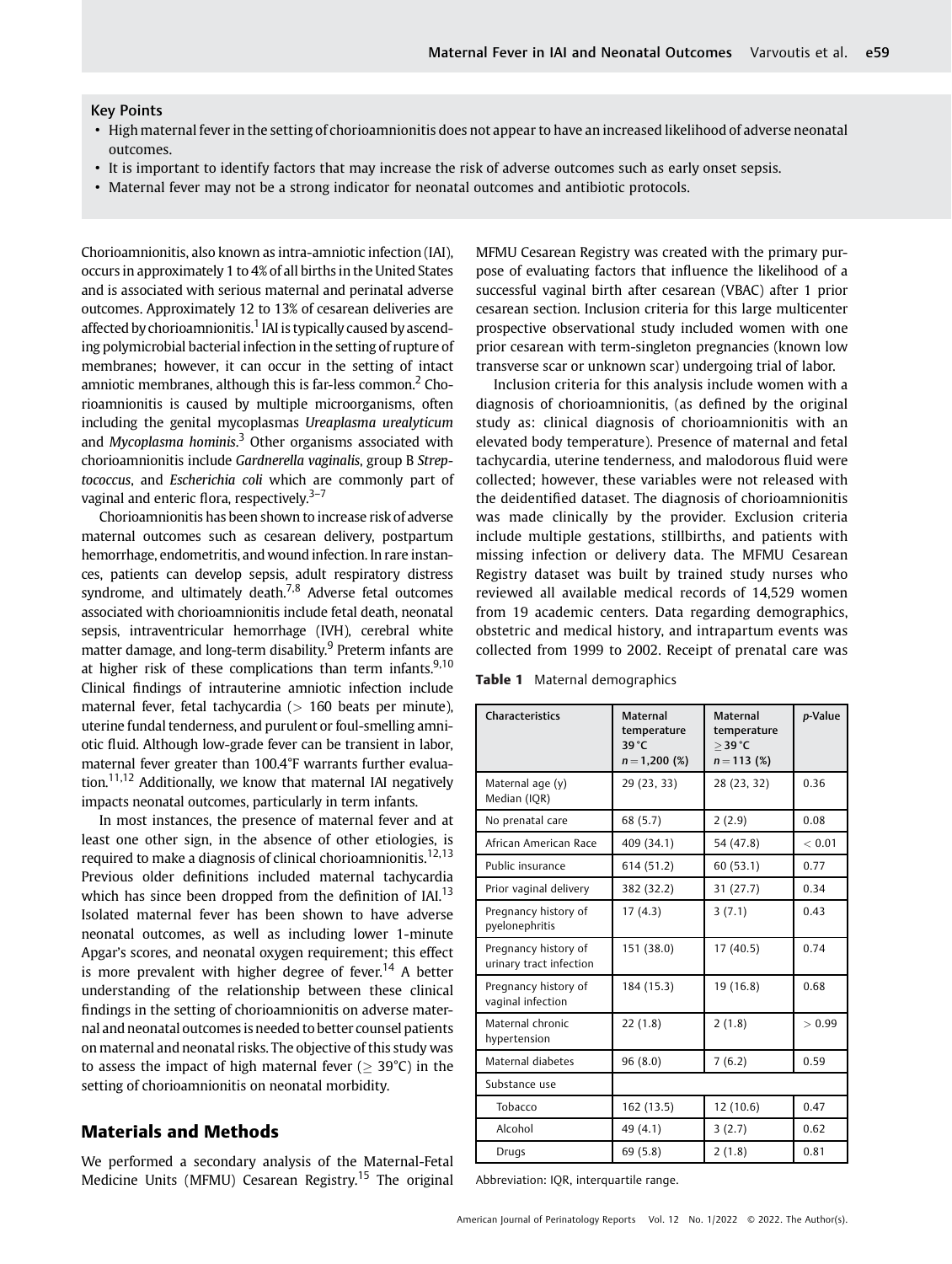## Key Points

- High maternal fever in the setting of chorioamnionitis does not appear to have an increased likelihood of adverse neonatal outcomes.
- It is important to identify factors that may increase the risk of adverse outcomes such as early onset sepsis.
- Maternal fever may not be a strong indicator for neonatal outcomes and antibiotic protocols.

Chorioamnionitis, also known as intra-amniotic infection (IAI), occurs in approximately 1 to 4% of all births in the United States and is associated with serious maternal and perinatal adverse outcomes. Approximately 12 to 13% of cesarean deliveries are affected by chorioamnionitis.[1] IAI is typically caused by ascending polymicrobial bacterial infection in the setting of rupture of membranes; however, it can occur in the setting of intact amniotic membranes, although this is far-less common.[2] Chorioamnionitis is caused by multiple microorganisms, often including the genital mycoplasmas *Ureaplasma urealyticum* and *Mycoplasma hominis*.[3] Other organisms associated with chorioamnionitis include *Gardnerella vaginalis*, group B *Streptococcus*, and *Escherichia coli* which are commonly part of vaginal and enteric flora, respectively.[3–7]

Chorioamnionitis has been shown to increase risk of adverse maternal outcomes such as cesarean delivery, postpartum hemorrhage, endometritis, and wound infection. In rare instances, patients can develop sepsis, adult respiratory distress syndrome, and ultimately death.[7,8] Adverse fetal outcomes associated with chorioamnionitis include fetal death, neonatal sepsis, intraventricular hemorrhage (IVH), cerebral white matter damage, and long-term disability.[9] Preterm infants are at higher risk of these complications than term infants.[9,10] Clinical findings of intrauterine amniotic infection include maternal fever, fetal tachycardia (> 160 beats per minute), uterine fundal tenderness, and purulent or foul-smelling amniotic fluid. Although low-grade fever can be transient in labor, maternal fever greater than 100.4°F warrants further evaluation.[11,12] Additionally, we know that maternal IAI negatively impacts neonatal outcomes, particularly in term infants.

In most instances, the presence of maternal fever and at least one other sign, in the absence of other etiologies, is required to make a diagnosis of clinical chorioamnionitis.[12,13] Previous older definitions included maternal tachycardia which has since been dropped from the definition of IAI.[13] Isolated maternal fever has been shown to have adverse neonatal outcomes, as well as including lower 1-minute Apgar's scores, and neonatal oxygen requirement; this effect is more prevalent with higher degree of fever.[14] A better understanding of the relationship between these clinical findings in the setting of chorioamnionitis on adverse maternal and neonatal outcomes is needed to better counsel patients on maternal and neonatal risks. The objective of this study was to assess the impact of high maternal fever (≥ 39°C) in the setting of chorioamnionitis on neonatal morbidity.

## Materials and Methods

We performed a secondary analysis of the Maternal-Fetal Medicine Units (MFMU) Cesarean Registry.[15] The original MFMU Cesarean Registry was created with the primary purpose of evaluating factors that influence the likelihood of a successful vaginal birth after cesarean (VBAC) after 1 prior cesarean section. Inclusion criteria for this large multicenter prospective observational study included women with one prior cesarean with term-singleton pregnancies (known low transverse scar or unknown scar) undergoing trial of labor.

Inclusion criteria for this analysis include women with a diagnosis of chorioamnionitis, (as defined by the original study as: clinical diagnosis of chorioamnionitis with an elevated body temperature). Presence of maternal and fetal tachycardia, uterine tenderness, and malodorous fluid were collected; however, these variables were not released with the deidentified dataset. The diagnosis of chorioamnionitis was made clinically by the provider. Exclusion criteria include multiple gestations, stillbirths, and patients with missing infection or delivery data. The MFMU Cesarean Registry dataset was built by trained study nurses who reviewed all available medical records of 14,529 women from 19 academic centers. Data regarding demographics, obstetric and medical history, and intrapartum events was collected from 1999 to 2002. Receipt of prenatal care was

**Table 1** Maternal demographics

| Characteristics | Maternal temperature 39°C $n = 1{,}200$ (%) | Maternal temperature ≥ 39°C $n = 113$ (%) | *p*-Value |
|---|---|---|---|
| Maternal age (y) Median (IQR) | 29 (23, 33) | 28 (23, 32) | 0.36 |
| No prenatal care | 68 (5.7) | 2 (2.9) | 0.08 |
| African American Race | 409 (34.1) | 54 (47.8) | < 0.01 |
| Public insurance | 614 (51.2) | 60 (53.1) | 0.77 |
| Prior vaginal delivery | 382 (32.2) | 31 (27.7) | 0.34 |
| Pregnancy history of pyelonephritis | 17 (4.3) | 3 (7.1) | 0.43 |
| Pregnancy history of urinary tract infection | 151 (38.0) | 17 (40.5) | 0.74 |
| Pregnancy history of vaginal infection | 184 (15.3) | 19 (16.8) | 0.68 |
| Maternal chronic hypertension | 22 (1.8) | 2 (1.8) | > 0.99 |
| Maternal diabetes | 96 (8.0) | 7 (6.2) | 0.59 |
| Substance use | | | |
| Tobacco | 162 (13.5) | 12 (10.6) | 0.47 |
| Alcohol | 49 (4.1) | 3 (2.7) | 0.62 |
| Drugs | 69 (5.8) | 2 (1.8) | 0.81 |

Abbreviation: IQR, interquartile range.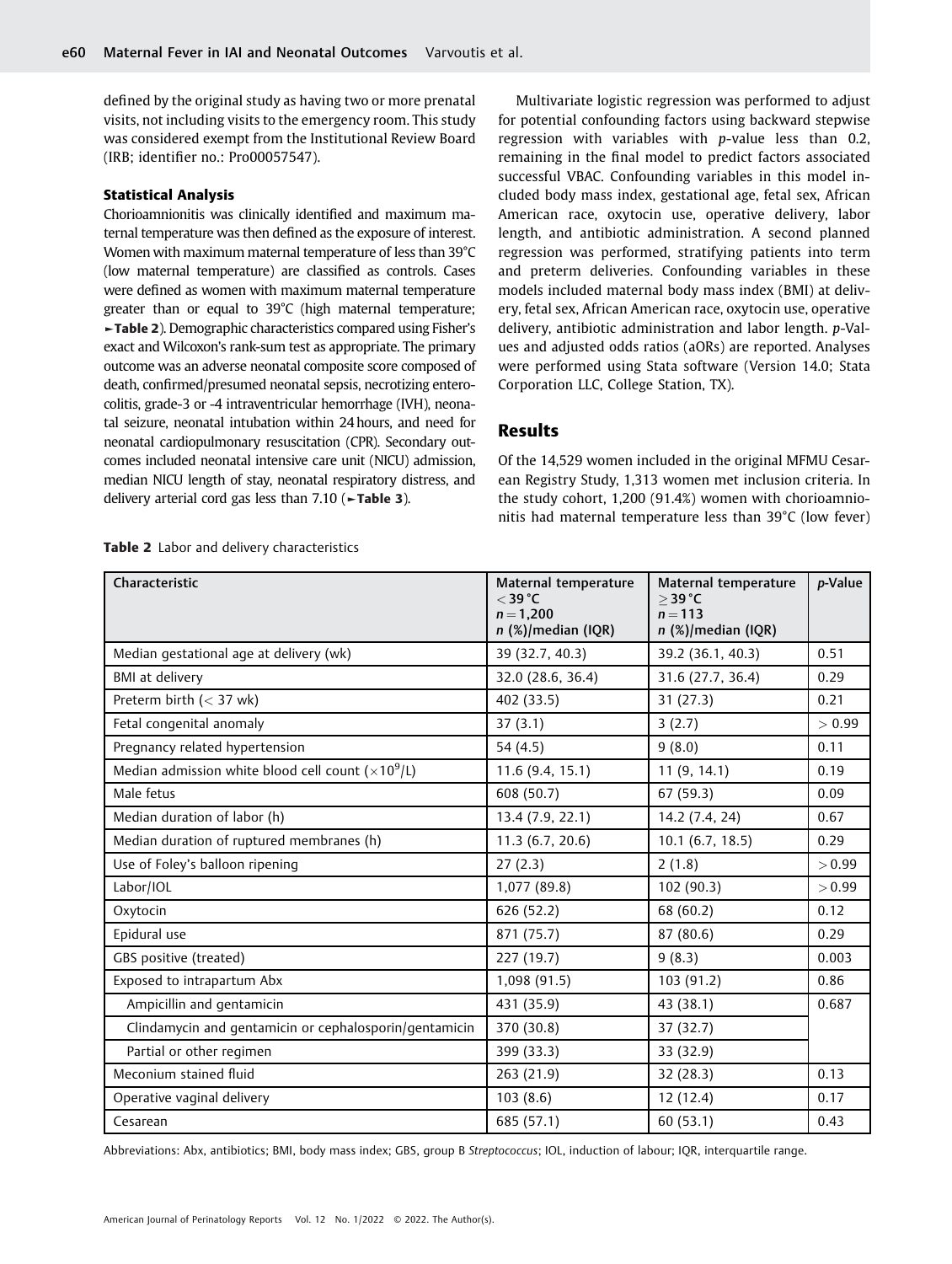defined by the original study as having two or more prenatal visits, not including visits to the emergency room. This study was considered exempt from the Institutional Review Board (IRB; identifier no.: Pro00057547).

### Statistical Analysis

Chorioamnionitis was clinically identified and maximum maternal temperature was then defined as the exposure of interest. Women with maximum maternal temperature of less than 39°C (low maternal temperature) are classified as controls. Cases were defined as women with maximum maternal temperature greater than or equal to 39°C (high maternal temperature; ►**Table 2**). Demographic characteristics compared using Fisher's exact and Wilcoxon's rank-sum test as appropriate. The primary outcome was an adverse neonatal composite score composed of death, confirmed/presumed neonatal sepsis, necrotizing enterocolitis, grade-3 or -4 intraventricular hemorrhage (IVH), neonatal seizure, neonatal intubation within 24 hours, and need for neonatal cardiopulmonary resuscitation (CPR). Secondary outcomes included neonatal intensive care unit (NICU) admission, median NICU length of stay, neonatal respiratory distress, and delivery arterial cord gas less than 7.10 (►**Table 3**).

Multivariate logistic regression was performed to adjust for potential confounding factors using backward stepwise regression with variables with *p*-value less than 0.2, remaining in the final model to predict factors associated successful VBAC. Confounding variables in this model included body mass index, gestational age, fetal sex, African American race, oxytocin use, operative delivery, labor length, and antibiotic administration. A second planned regression was performed, stratifying patients into term and preterm deliveries. Confounding variables in these models included maternal body mass index (BMI) at delivery, fetal sex, African American race, oxytocin use, operative delivery, antibiotic administration and labor length. *p*-Values and adjusted odds ratios (aORs) are reported. Analyses were performed using Stata software (Version 14.0; Stata Corporation LLC, College Station, TX).

## Results

Of the 14,529 women included in the original MFMU Cesarean Registry Study, 1,313 women met inclusion criteria. In the study cohort, 1,200 (91.4%) women with chorioamnionitis had maternal temperature less than 39°C (low fever)

**Table 2** Labor and delivery characteristics

| Characteristic | Maternal temperature $< 39$ °C $n = 1{,}200$ $n$ (%)/median (IQR) | Maternal temperature $\geq 39$ °C $n = 113$ $n$ (%)/median (IQR) | *p*-Value |
|---|---|---|---|
| Median gestational age at delivery (wk) | 39 (32.7, 40.3) | 39.2 (36.1, 40.3) | 0.51 |
| BMI at delivery | 32.0 (28.6, 36.4) | 31.6 (27.7, 36.4) | 0.29 |
| Preterm birth ($<$ 37 wk) | 402 (33.5) | 31 (27.3) | 0.21 |
| Fetal congenital anomaly | 37 (3.1) | 3 (2.7) | $>$ 0.99 |
| Pregnancy related hypertension | 54 (4.5) | 9 (8.0) | 0.11 |
| Median admission white blood cell count ($\times 10^9$/L) | 11.6 (9.4, 15.1) | 11 (9, 14.1) | 0.19 |
| Male fetus | 608 (50.7) | 67 (59.3) | 0.09 |
| Median duration of labor (h) | 13.4 (7.9, 22.1) | 14.2 (7.4, 24) | 0.67 |
| Median duration of ruptured membranes (h) | 11.3 (6.7, 20.6) | 10.1 (6.7, 18.5) | 0.29 |
| Use of Foley's balloon ripening | 27 (2.3) | 2 (1.8) | $>$0.99 |
| Labor/IOL | 1,077 (89.8) | 102 (90.3) | $>$0.99 |
| Oxytocin | 626 (52.2) | 68 (60.2) | 0.12 |
| Epidural use | 871 (75.7) | 87 (80.6) | 0.29 |
| GBS positive (treated) | 227 (19.7) | 9 (8.3) | 0.003 |
| Exposed to intrapartum Abx | 1,098 (91.5) | 103 (91.2) | 0.86 |
| Ampicillin and gentamicin | 431 (35.9) | 43 (38.1) | 0.687 |
| Clindamycin and gentamicin or cephalosporin/gentamicin | 370 (30.8) | 37 (32.7) | |
| Partial or other regimen | 399 (33.3) | 33 (32.9) | |
| Meconium stained fluid | 263 (21.9) | 32 (28.3) | 0.13 |
| Operative vaginal delivery | 103 (8.6) | 12 (12.4) | 0.17 |
| Cesarean | 685 (57.1) | 60 (53.1) | 0.43 |

Abbreviations: Abx, antibiotics; BMI, body mass index; GBS, group B *Streptococcus*; IOL, induction of labour; IQR, interquartile range.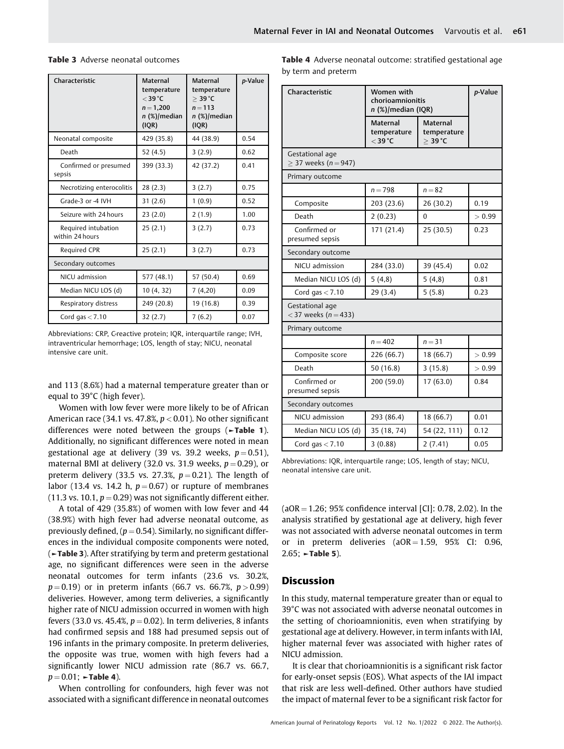**Table 3** Adverse neonatal outcomes

| Characteristic | Maternal temperature <39 °C n = 1,200 n (%)/median (IQR) | Maternal temperature ≥ 39 °C n = 113 n (%)/median (IQR) | p-Value |
|---|---|---|---|
| Neonatal composite | 429 (35.8) | 44 (38.9) | 0.54 |
| Death | 52 (4.5) | 3 (2.9) | 0.62 |
| Confirmed or presumed sepsis | 399 (33.3) | 42 (37.2) | 0.41 |
| Necrotizing enterocolitis | 28 (2.3) | 3 (2.7) | 0.75 |
| Grade-3 or -4 IVH | 31 (2.6) | 1 (0.9) | 0.52 |
| Seizure with 24 hours | 23 (2.0) | 2 (1.9) | 1.00 |
| Required intubation within 24 hours | 25 (2.1) | 3 (2.7) | 0.73 |
| Required CPR | 25 (2.1) | 3 (2.7) | 0.73 |
| Secondary outcomes | | | |
| NICU admission | 577 (48.1) | 57 (50.4) | 0.69 |
| Median NICU LOS (d) | 10 (4, 32) | 7 (4,20) | 0.09 |
| Respiratory distress | 249 (20.8) | 19 (16.8) | 0.39 |
| Cord gas < 7.10 | 32 (2.7) | 7 (6.2) | 0.07 |

Abbreviations: CRP, C-reactive protein; IQR, interquartile range; IVH, intraventricular hemorrhage; LOS, length of stay; NICU, neonatal intensive care unit.

and 113 (8.6%) had a maternal temperature greater than or equal to 39°C (high fever).

Women with low fever were more likely to be of African American race (34.1 vs. 47.8%, $p < 0.01$). No other significant differences were noted between the groups (►Table 1). Additionally, no significant differences were noted in mean gestational age at delivery (39 vs. 39.2 weeks, $p = 0.51$), maternal BMI at delivery (32.0 vs. 31.9 weeks, $p = 0.29$), or preterm delivery (33.5 vs. 27.3%, $p = 0.21$). The length of labor (13.4 vs. 14.2 h, $p = 0.67$) or rupture of membranes (11.3 vs. 10.1, $p = 0.29$) was not significantly different either.

A total of 429 (35.8%) of women with low fever and 44 (38.9%) with high fever had adverse neonatal outcome, as previously defined, ($p = 0.54$). Similarly, no significant differences in the individual composite components were noted, (►Table 3). After stratifying by term and preterm gestational age, no significant differences were seen in the adverse neonatal outcomes for term infants (23.6 vs. 30.2%, $p = 0.19$) or in preterm infants (66.7 vs. 66.7%, $p > 0.99$) deliveries. However, among term deliveries, a significantly higher rate of NICU admission occurred in women with high fevers (33.0 vs. 45.4%, $p = 0.02$). In term deliveries, 8 infants had confirmed sepsis and 188 had presumed sepsis out of 196 infants in the primary composite. In preterm deliveries, the opposite was true, women with high fevers had a significantly lower NICU admission rate (86.7 vs. 66.7, $p = 0.01$; ►Table 4).

When controlling for confounders, high fever was not associated with a significant difference in neonatal outcomes

**Table 4** Adverse neonatal outcome: stratified gestational age by term and preterm

| Characteristic | Women with chorioamnionitis n (%)/median (IQR) | | p-Value |
|---|---|---|---|
| | Maternal temperature <39 °C | Maternal temperature ≥ 39 °C | |
| Gestational age ≥ 37 weeks (n = 947) | | | |
| Primary outcome | | | |
| | n = 798 | n = 82 | |
| Composite | 203 (23.6) | 26 (30.2) | 0.19 |
| Death | 2 (0.23) | 0 | > 0.99 |
| Confirmed or presumed sepsis | 171 (21.4) | 25 (30.5) | 0.23 |
| Secondary outcome | | | |
| NICU admission | 284 (33.0) | 39 (45.4) | 0.02 |
| Median NICU LOS (d) | 5 (4,8) | 5 (4,8) | 0.81 |
| Cord gas < 7.10 | 29 (3.4) | 5 (5.8) | 0.23 |
| Gestational age < 37 weeks (n = 433) | | | |
| Primary outcome | | | |
| | n = 402 | n = 31 | |
| Composite score | 226 (66.7) | 18 (66.7) | > 0.99 |
| Death | 50 (16.8) | 3 (15.8) | > 0.99 |
| Confirmed or presumed sepsis | 200 (59.0) | 17 (63.0) | 0.84 |
| Secondary outcomes | | | |
| NICU admission | 293 (86.4) | 18 (66.7) | 0.01 |
| Median NICU LOS (d) | 35 (18, 74) | 54 (22, 111) | 0.12 |
| Cord gas < 7.10 | 3 (0.88) | 2 (7.41) | 0.05 |

Abbreviations: IQR, interquartile range; LOS, length of stay; NICU, neonatal intensive care unit.

(aOR = 1.26; 95% confidence interval [CI]: 0.78, 2.02). In the analysis stratified by gestational age at delivery, high fever was not associated with adverse neonatal outcomes in term or in preterm deliveries (aOR = 1.59, 95% CI: 0.96, 2.65; ►Table 5).

## Discussion

In this study, maternal temperature greater than or equal to 39°C was not associated with adverse neonatal outcomes in the setting of chorioamnionitis, even when stratifying by gestational age at delivery. However, in term infants with IAI, higher maternal fever was associated with higher rates of NICU admission.

It is clear that chorioamnionitis is a significant risk factor for early-onset sepsis (EOS). What aspects of the IAI impact that risk are less well-defined. Other authors have studied the impact of maternal fever to be a significant risk factor for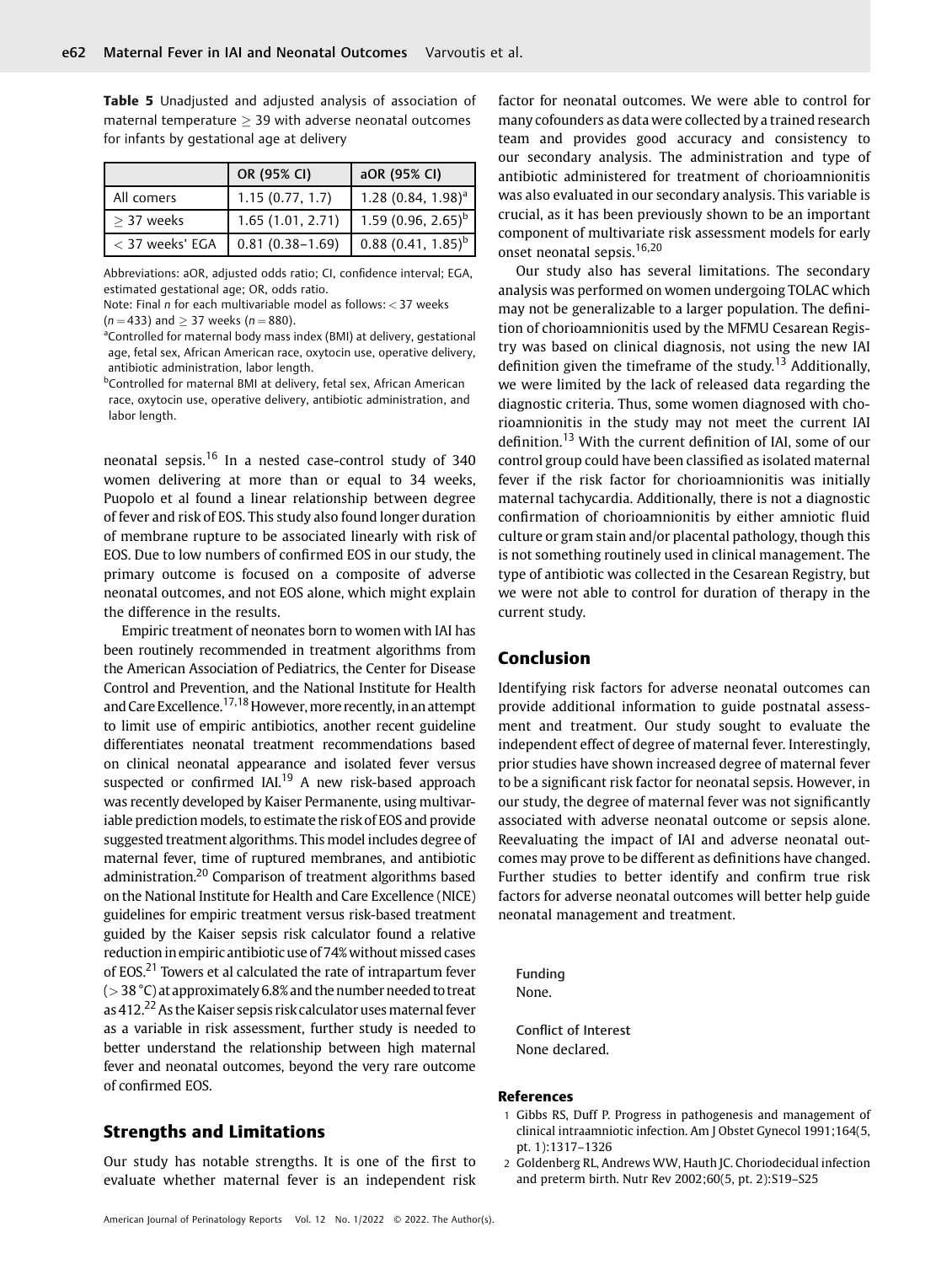**Table 5** Unadjusted and adjusted analysis of association of maternal temperature ≥ 39 with adverse neonatal outcomes for infants by gestational age at delivery

| | OR (95% CI) | aOR (95% CI) |
|---|---|---|
| All comers | 1.15 (0.77, 1.7) | 1.28 (0.84, 1.98)[a] |
| ≥ 37 weeks | 1.65 (1.01, 2.71) | 1.59 (0.96, 2.65)[b] |
| < 37 weeks' EGA | 0.81 (0.38–1.69) | 0.88 (0.41, 1.85)[b] |

Abbreviations: aOR, adjusted odds ratio; CI, confidence interval; EGA, estimated gestational age; OR, odds ratio.

Note: Final *n* for each multivariable model as follows: < 37 weeks (*n* = 433) and ≥ 37 weeks (*n* = 880).

[a]Controlled for maternal body mass index (BMI) at delivery, gestational age, fetal sex, African American race, oxytocin use, operative delivery, antibiotic administration, labor length.

[b]Controlled for maternal BMI at delivery, fetal sex, African American race, oxytocin use, operative delivery, antibiotic administration, and labor length.

neonatal sepsis.[16] In a nested case-control study of 340 women delivering at more than or equal to 34 weeks, Puopolo et al found a linear relationship between degree of fever and risk of EOS. This study also found longer duration of membrane rupture to be associated linearly with risk of EOS. Due to low numbers of confirmed EOS in our study, the primary outcome is focused on a composite of adverse neonatal outcomes, and not EOS alone, which might explain the difference in the results.

Empiric treatment of neonates born to women with IAI has been routinely recommended in treatment algorithms from the American Association of Pediatrics, the Center for Disease Control and Prevention, and the National Institute for Health and Care Excellence.[17,18] However, more recently, in an attempt to limit use of empiric antibiotics, another recent guideline differentiates neonatal treatment recommendations based on clinical neonatal appearance and isolated fever versus suspected or confirmed IAI.[19] A new risk-based approach was recently developed by Kaiser Permanente, using multivariable prediction models, to estimate the risk of EOS and provide suggested treatment algorithms. This model includes degree of maternal fever, time of ruptured membranes, and antibiotic administration.[20] Comparison of treatment algorithms based on the National Institute for Health and Care Excellence (NICE) guidelines for empiric treatment versus risk-based treatment guided by the Kaiser sepsis risk calculator found a relative reduction in empiric antibiotic use of 74% without missed cases of EOS.[21] Towers et al calculated the rate of intrapartum fever (> 38 °C) at approximately 6.8% and the number needed to treat as 412.[22] As the Kaiser sepsis risk calculator uses maternal fever as a variable in risk assessment, further study is needed to better understand the relationship between high maternal fever and neonatal outcomes, beyond the very rare outcome of confirmed EOS.

## Strengths and Limitations

Our study has notable strengths. It is one of the first to evaluate whether maternal fever is an independent risk factor for neonatal outcomes. We were able to control for many cofounders as data were collected by a trained research team and provides good accuracy and consistency to our secondary analysis. The administration and type of antibiotic administered for treatment of chorioamnionitis was also evaluated in our secondary analysis. This variable is crucial, as it has been previously shown to be an important component of multivariate risk assessment models for early onset neonatal sepsis.[16,20]

Our study also has several limitations. The secondary analysis was performed on women undergoing TOLAC which may not be generalizable to a larger population. The definition of chorioamnionitis used by the MFMU Cesarean Registry was based on clinical diagnosis, not using the new IAI definition given the timeframe of the study.[13] Additionally, we were limited by the lack of released data regarding the diagnostic criteria. Thus, some women diagnosed with chorioamnionitis in the study may not meet the current IAI definition.[13] With the current definition of IAI, some of our control group could have been classified as isolated maternal fever if the risk factor for chorioamnionitis was initially maternal tachycardia. Additionally, there is not a diagnostic confirmation of chorioamnionitis by either amniotic fluid culture or gram stain and/or placental pathology, though this is not something routinely used in clinical management. The type of antibiotic was collected in the Cesarean Registry, but we were not able to control for duration of therapy in the current study.

## Conclusion

Identifying risk factors for adverse neonatal outcomes can provide additional information to guide postnatal assessment and treatment. Our study sought to evaluate the independent effect of degree of maternal fever. Interestingly, prior studies have shown increased degree of maternal fever to be a significant risk factor for neonatal sepsis. However, in our study, the degree of maternal fever was not significantly associated with adverse neonatal outcome or sepsis alone. Reevaluating the impact of IAI and adverse neonatal outcomes may prove to be different as definitions have changed. Further studies to better identify and confirm true risk factors for adverse neonatal outcomes will better help guide neonatal management and treatment.

**Funding**
None.

**Conflict of Interest**
None declared.

## References

1. Gibbs RS, Duff P. Progress in pathogenesis and management of clinical intraamniotic infection. Am J Obstet Gynecol 1991;164(5, pt. 1):1317–1326
2. Goldenberg RL, Andrews WW, Hauth JC. Choriodecidual infection and preterm birth. Nutr Rev 2002;60(5, pt. 2):S19–S25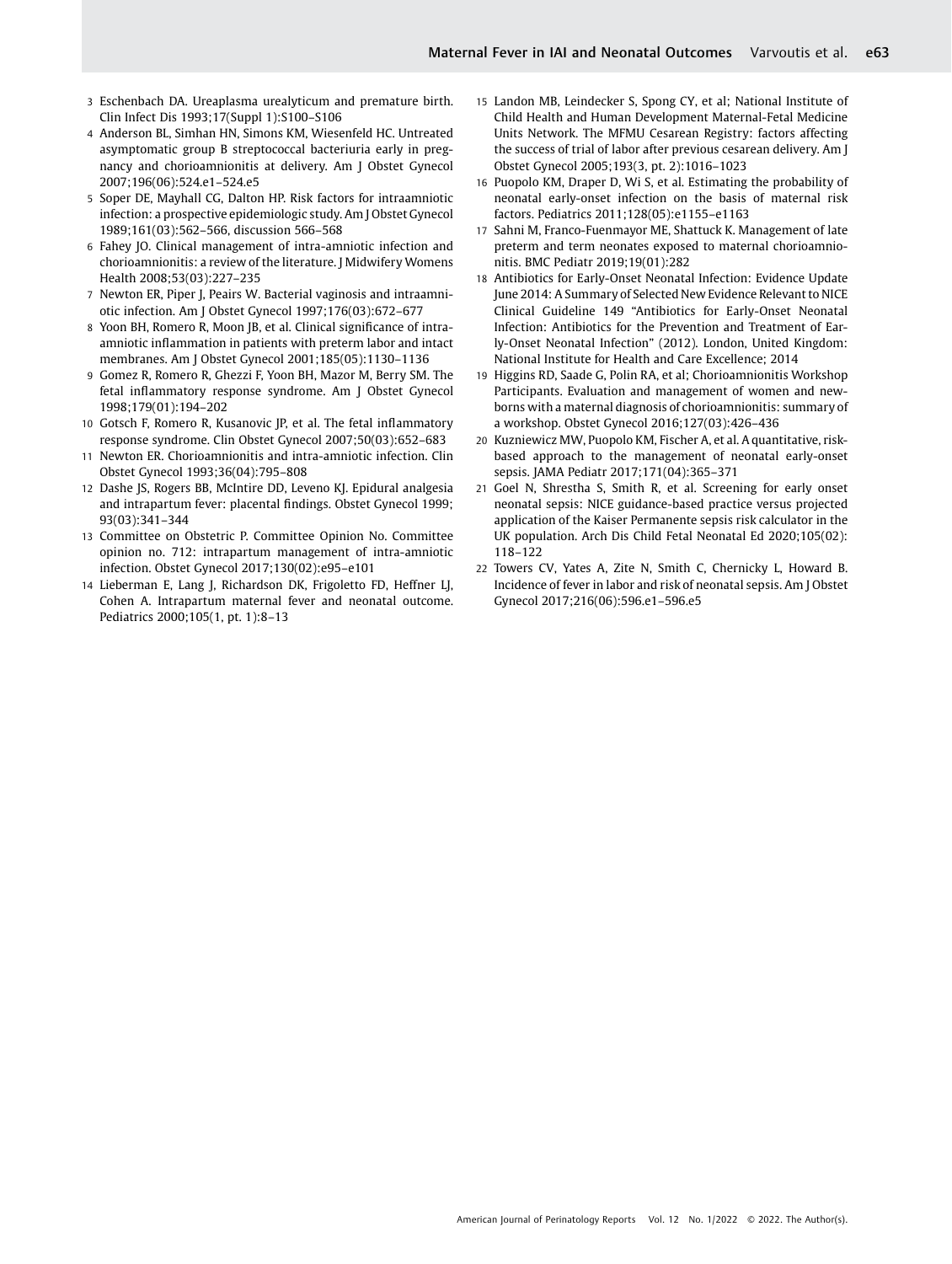3 Eschenbach DA. Ureaplasma urealyticum and premature birth. Clin Infect Dis 1993;17(Suppl 1):S100–S106

4 Anderson BL, Simhan HN, Simons KM, Wiesenfeld HC. Untreated asymptomatic group B streptococcal bacteriuria early in pregnancy and chorioamnionitis at delivery. Am J Obstet Gynecol 2007;196(06):524.e1–524.e5

5 Soper DE, Mayhall CG, Dalton HP. Risk factors for intraamniotic infection: a prospective epidemiologic study. Am J Obstet Gynecol 1989;161(03):562–566, discussion 566–568

6 Fahey JO. Clinical management of intra-amniotic infection and chorioamnionitis: a review of the literature. J Midwifery Womens Health 2008;53(03):227–235

7 Newton ER, Piper J, Peairs W. Bacterial vaginosis and intraamniotic infection. Am J Obstet Gynecol 1997;176(03):672–677

8 Yoon BH, Romero R, Moon JB, et al. Clinical significance of intra-amniotic inflammation in patients with preterm labor and intact membranes. Am J Obstet Gynecol 2001;185(05):1130–1136

9 Gomez R, Romero R, Ghezzi F, Yoon BH, Mazor M, Berry SM. The fetal inflammatory response syndrome. Am J Obstet Gynecol 1998;179(01):194–202

10 Gotsch F, Romero R, Kusanovic JP, et al. The fetal inflammatory response syndrome. Clin Obstet Gynecol 2007;50(03):652–683

11 Newton ER. Chorioamnionitis and intra-amniotic infection. Clin Obstet Gynecol 1993;36(04):795–808

12 Dashe JS, Rogers BB, McIntire DD, Leveno KJ. Epidural analgesia and intrapartum fever: placental findings. Obstet Gynecol 1999; 93(03):341–344

13 Committee on Obstetric P. Committee Opinion No. Committee opinion no. 712: intrapartum management of intra-amniotic infection. Obstet Gynecol 2017;130(02):e95–e101

14 Lieberman E, Lang J, Richardson DK, Frigoletto FD, Heffner LJ, Cohen A. Intrapartum maternal fever and neonatal outcome. Pediatrics 2000;105(1, pt. 1):8–13

15 Landon MB, Leindecker S, Spong CY, et al; National Institute of Child Health and Human Development Maternal-Fetal Medicine Units Network. The MFMU Cesarean Registry: factors affecting the success of trial of labor after previous cesarean delivery. Am J Obstet Gynecol 2005;193(3, pt. 2):1016–1023

16 Puopolo KM, Draper D, Wi S, et al. Estimating the probability of neonatal early-onset infection on the basis of maternal risk factors. Pediatrics 2011;128(05):e1155–e1163

17 Sahni M, Franco-Fuenmayor ME, Shattuck K. Management of late preterm and term neonates exposed to maternal chorioamnionitis. BMC Pediatr 2019;19(01):282

18 Antibiotics for Early-Onset Neonatal Infection: Evidence Update June 2014: A Summary of Selected New Evidence Relevant to NICE Clinical Guideline 149 "Antibiotics for Early-Onset Neonatal Infection: Antibiotics for the Prevention and Treatment of Early-Onset Neonatal Infection" (2012). London, United Kingdom: National Institute for Health and Care Excellence; 2014

19 Higgins RD, Saade G, Polin RA, et al; Chorioamnionitis Workshop Participants. Evaluation and management of women and newborns with a maternal diagnosis of chorioamnionitis: summary of a workshop. Obstet Gynecol 2016;127(03):426–436

20 Kuzniewicz MW, Puopolo KM, Fischer A, et al. A quantitative, risk-based approach to the management of neonatal early-onset sepsis. JAMA Pediatr 2017;171(04):365–371

21 Goel N, Shrestha S, Smith R, et al. Screening for early onset neonatal sepsis: NICE guidance-based practice versus projected application of the Kaiser Permanente sepsis risk calculator in the UK population. Arch Dis Child Fetal Neonatal Ed 2020;105(02): 118–122

22 Towers CV, Yates A, Zite N, Smith C, Chernicky L, Howard B. Incidence of fever in labor and risk of neonatal sepsis. Am J Obstet Gynecol 2017;216(06):596.e1–596.e5